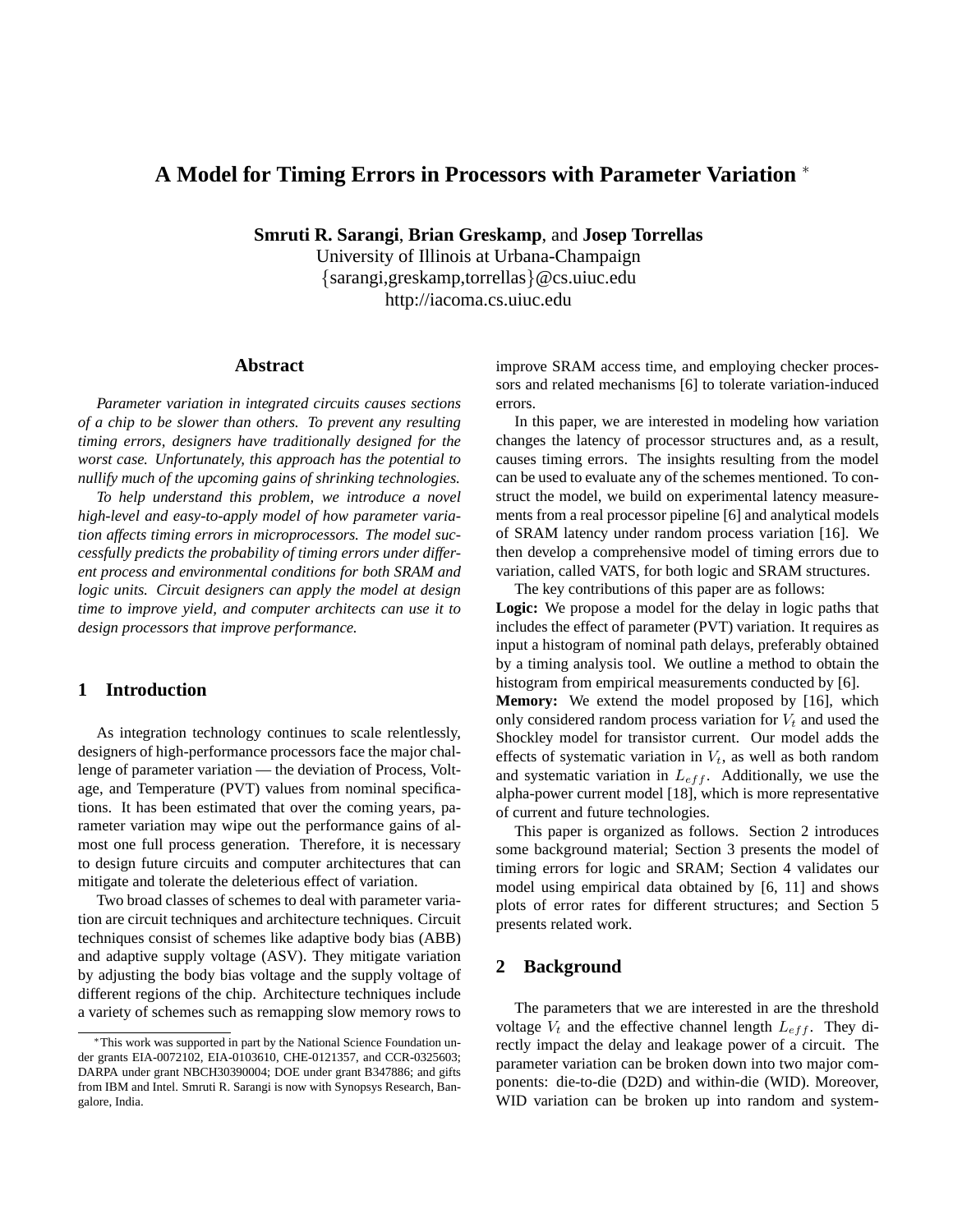# A Model for Timing Errors in Processors with Parameter Variation [*]

**Smruti R. Sarangi**, **Brian Greskamp**, and **Josep Torrellas**
University of Illinois at Urbana-Champaign
{sarangi,greskamp,torrellas}@cs.uiuc.edu
http://iacoma.cs.uiuc.edu

## Abstract

*Parameter variation in integrated circuits causes sections of a chip to be slower than others. To prevent any resulting timing errors, designers have traditionally designed for the worst case. Unfortunately, this approach has the potential to nullify much of the upcoming gains of shrinking technologies.*

*To help understand this problem, we introduce a novel high-level and easy-to-apply model of how parameter variation affects timing errors in microprocessors. The model successfully predicts the probability of timing errors under different process and environmental conditions for both SRAM and logic units. Circuit designers can apply the model at design time to improve yield, and computer architects can use it to design processors that improve performance.*

## 1 Introduction

As integration technology continues to scale relentlessly, designers of high-performance processors face the major challenge of parameter variation — the deviation of Process, Voltage, and Temperature (PVT) values from nominal specifications. It has been estimated that over the coming years, parameter variation may wipe out the performance gains of almost one full process generation. Therefore, it is necessary to design future circuits and computer architectures that can mitigate and tolerate the deleterious effect of variation.

Two broad classes of schemes to deal with parameter variation are circuit techniques and architecture techniques. Circuit techniques consist of schemes like adaptive body bias (ABB) and adaptive supply voltage (ASV). They mitigate variation by adjusting the body bias voltage and the supply voltage of different regions of the chip. Architecture techniques include a variety of schemes such as remapping slow memory rows to improve SRAM access time, and employing checker processors and related mechanisms [6] to tolerate variation-induced errors.

In this paper, we are interested in modeling how variation changes the latency of processor structures and, as a result, causes timing errors. The insights resulting from the model can be used to evaluate any of the schemes mentioned. To construct the model, we build on experimental latency measurements from a real processor pipeline [6] and analytical models of SRAM latency under random process variation [16]. We then develop a comprehensive model of timing errors due to variation, called VATS, for both logic and SRAM structures.

The key contributions of this paper are as follows:

**Logic:** We propose a model for the delay in logic paths that includes the effect of parameter (PVT) variation. It requires as input a histogram of nominal path delays, preferably obtained by a timing analysis tool. We outline a method to obtain the histogram from empirical measurements conducted by [6].

**Memory:** We extend the model proposed by [16], which only considered random process variation for $V_t$ and used the Shockley model for transistor current. Our model adds the effects of systematic variation in $V_t$, as well as both random and systematic variation in $L_{eff}$. Additionally, we use the alpha-power current model [18], which is more representative of current and future technologies.

This paper is organized as follows. Section 2 introduces some background material; Section 3 presents the model of timing errors for logic and SRAM; Section 4 validates our model using empirical data obtained by [6, 11] and shows plots of error rates for different structures; and Section 5 presents related work.

## 2 Background

The parameters that we are interested in are the threshold voltage $V_t$ and the effective channel length $L_{eff}$. They directly impact the delay and leakage power of a circuit. The parameter variation can be broken down into two major components: die-to-die (D2D) and within-die (WID). Moreover, WID variation can be broken up into random and system-

[*] This work was supported in part by the National Science Foundation under grants EIA-0072102, EIA-0103610, CHE-0121357, and CCR-0325603; DARPA under grant NBCH30390004; DOE under grant B347886; and gifts from IBM and Intel. Smruti R. Sarangi is now with Synopsys Research, Bangalore, India.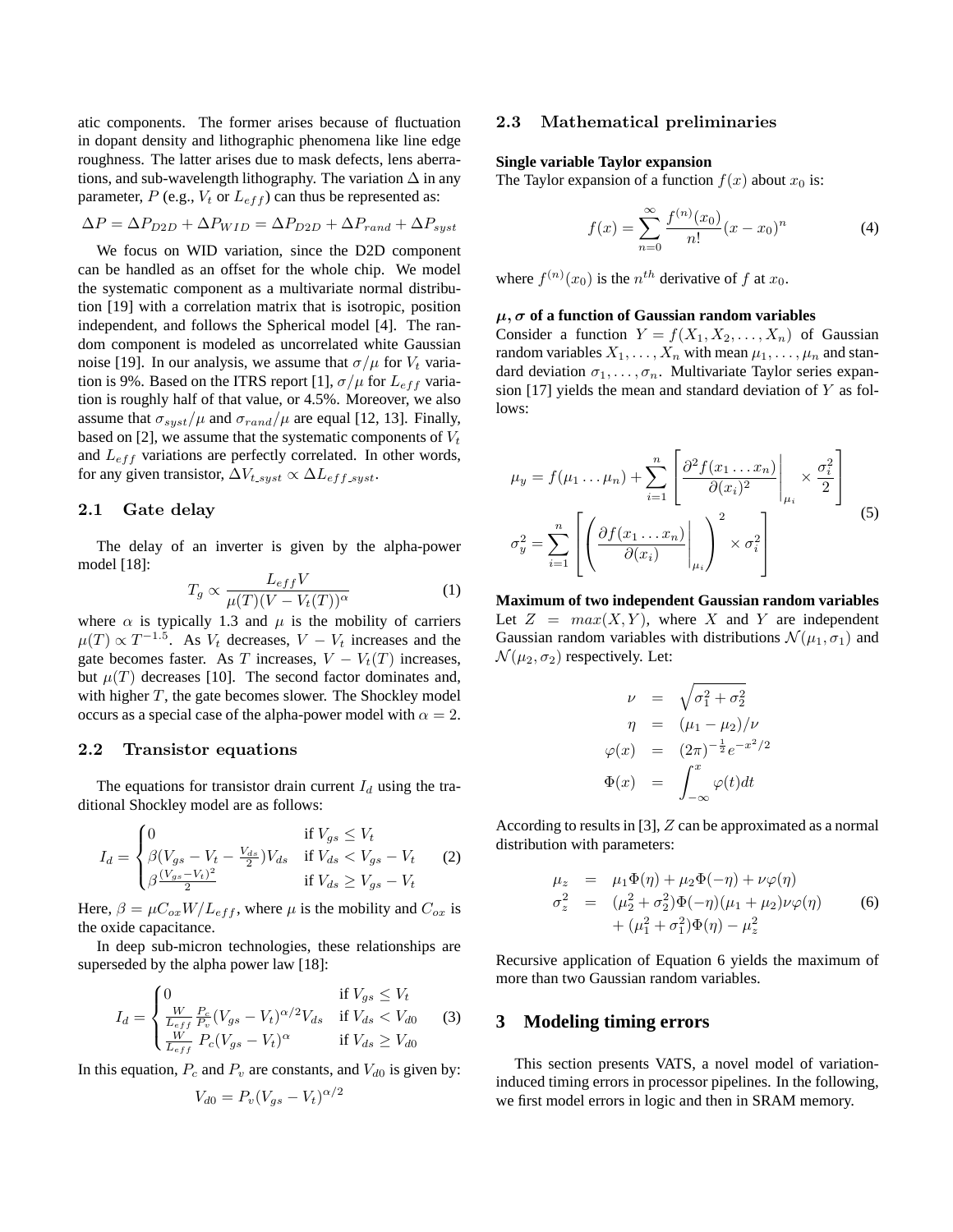atic components. The former arises because of fluctuation in dopant density and lithographic phenomena like line edge roughness. The latter arises due to mask defects, lens aberrations, and sub-wavelength lithography. The variation $\Delta$ in any parameter, $P$ (e.g., $V_t$ or $L_{eff}$) can thus be represented as:

$$\Delta P = \Delta P_{D2D} + \Delta P_{WID} = \Delta P_{D2D} + \Delta P_{rand} + \Delta P_{syst}$$

We focus on WID variation, since the D2D component can be handled as an offset for the whole chip. We model the systematic component as a multivariate normal distribution [19] with a correlation matrix that is isotropic, position independent, and follows the Spherical model [4]. The random component is modeled as uncorrelated white Gaussian noise [19]. In our analysis, we assume that $\sigma/\mu$ for $V_t$ variation is 9%. Based on the ITRS report [1], $\sigma/\mu$ for $L_{eff}$ variation is roughly half of that value, or 4.5%. Moreover, we also assume that $\sigma_{syst}/\mu$ and $\sigma_{rand}/\mu$ are equal [12, 13]. Finally, based on [2], we assume that the systematic components of $V_t$ and $L_{eff}$ variations are perfectly correlated. In other words, for any given transistor, $\Delta V_{t\_syst} \propto \Delta L_{eff\_syst}$.

### 2.1 Gate delay

The delay of an inverter is given by the alpha-power model [18]:

$$T_g \propto \frac{L_{eff} V}{\mu(T)(V - V_t(T))^{\alpha}} \quad (1)$$

where $\alpha$ is typically 1.3 and $\mu$ is the mobility of carriers $\mu(T) \propto T^{-1.5}$. As $V_t$ decreases, $V - V_t$ increases and the gate becomes faster. As $T$ increases, $V - V_t(T)$ increases, but $\mu(T)$ decreases [10]. The second factor dominates and, with higher $T$, the gate becomes slower. The Shockley model occurs as a special case of the alpha-power model with $\alpha = 2$.

### 2.2 Transistor equations

The equations for transistor drain current $I_d$ using the traditional Shockley model are as follows:

$$I_d = \begin{cases} 0 & \text{if } V_{gs} \leq V_t \\ \beta(V_{gs} - V_t - \frac{V_{ds}}{2})V_{ds} & \text{if } V_{ds} < V_{gs} - V_t \\ \beta\frac{(V_{gs} - V_t)^2}{2} & \text{if } V_{ds} \geq V_{gs} - V_t \end{cases} \quad (2)$$

Here, $\beta = \mu C_{ox} W / L_{eff}$, where $\mu$ is the mobility and $C_{ox}$ is the oxide capacitance.

In deep sub-micron technologies, these relationships are superseded by the alpha power law [18]:

$$I_d = \begin{cases} 0 & \text{if } V_{gs} \leq V_t \\ \frac{W}{L_{eff}} \frac{P_c}{P_v}(V_{gs} - V_t)^{\alpha/2} V_{ds} & \text{if } V_{ds} < V_{d0} \\ \frac{W}{L_{eff}} P_c (V_{gs} - V_t)^{\alpha} & \text{if } V_{ds} \geq V_{d0} \end{cases} \quad (3)$$

In this equation, $P_c$ and $P_v$ are constants, and $V_{d0}$ is given by:

$$V_{d0} = P_v (V_{gs} - V_t)^{\alpha/2}$$

### 2.3 Mathematical preliminaries

**Single variable Taylor expansion**
The Taylor expansion of a function $f(x)$ about $x_0$ is:

$$f(x) = \sum_{n=0}^{\infty} \frac{f^{(n)}(x_0)}{n!}(x - x_0)^n \quad (4)$$

where $f^{(n)}(x_0)$ is the $n^{th}$ derivative of $f$ at $x_0$.

**$\mu, \sigma$ of a function of Gaussian random variables**
Consider a function $Y = f(X_1, X_2, \ldots, X_n)$ of Gaussian random variables $X_1, \ldots, X_n$ with mean $\mu_1, \ldots, \mu_n$ and standard deviation $\sigma_1, \ldots, \sigma_n$. Multivariate Taylor series expansion [17] yields the mean and standard deviation of $Y$ as follows:

$$\begin{aligned} \mu_y &= f(\mu_1 \ldots \mu_n) + \sum_{i=1}^{n} \left[ \left. \frac{\partial^2 f(x_1 \ldots x_n)}{\partial (x_i)^2} \right|_{\mu_i} \times \frac{\sigma_i^2}{2} \right] \\ \sigma_y^2 &= \sum_{i=1}^{n} \left[ \left( \left. \frac{\partial f(x_1 \ldots x_n)}{\partial (x_i)} \right|_{\mu_i} \right)^2 \times \sigma_i^2 \right] \end{aligned} \quad (5)$$

**Maximum of two independent Gaussian random variables**
Let $Z = max(X, Y)$, where $X$ and $Y$ are independent Gaussian random variables with distributions $\mathcal{N}(\mu_1, \sigma_1)$ and $\mathcal{N}(\mu_2, \sigma_2)$ respectively. Let:

$$\begin{aligned} \nu &= \sqrt{\sigma_1^2 + \sigma_2^2} \\ \eta &= (\mu_1 - \mu_2)/\nu \\ \varphi(x) &= (2\pi)^{-\frac{1}{2}} e^{-x^2/2} \\ \Phi(x) &= \int_{-\infty}^{x} \varphi(t) dt \end{aligned}$$

According to results in [3], $Z$ can be approximated as a normal distribution with parameters:

$$\begin{aligned} \mu_z &= \mu_1 \Phi(\eta) + \mu_2 \Phi(-\eta) + \nu \varphi(\eta) \\ \sigma_z^2 &= (\mu_2^2 + \sigma_2^2)\Phi(-\eta)(\mu_1 + \mu_2)\nu\varphi(\eta) \\ &\quad + (\mu_1^2 + \sigma_1^2)\Phi(\eta) - \mu_z^2 \end{aligned} \quad (6)$$

Recursive application of Equation 6 yields the maximum of more than two Gaussian random variables.

## 3 Modeling timing errors

This section presents VATS, a novel model of variation-induced timing errors in processor pipelines. In the following, we first model errors in logic and then in SRAM memory.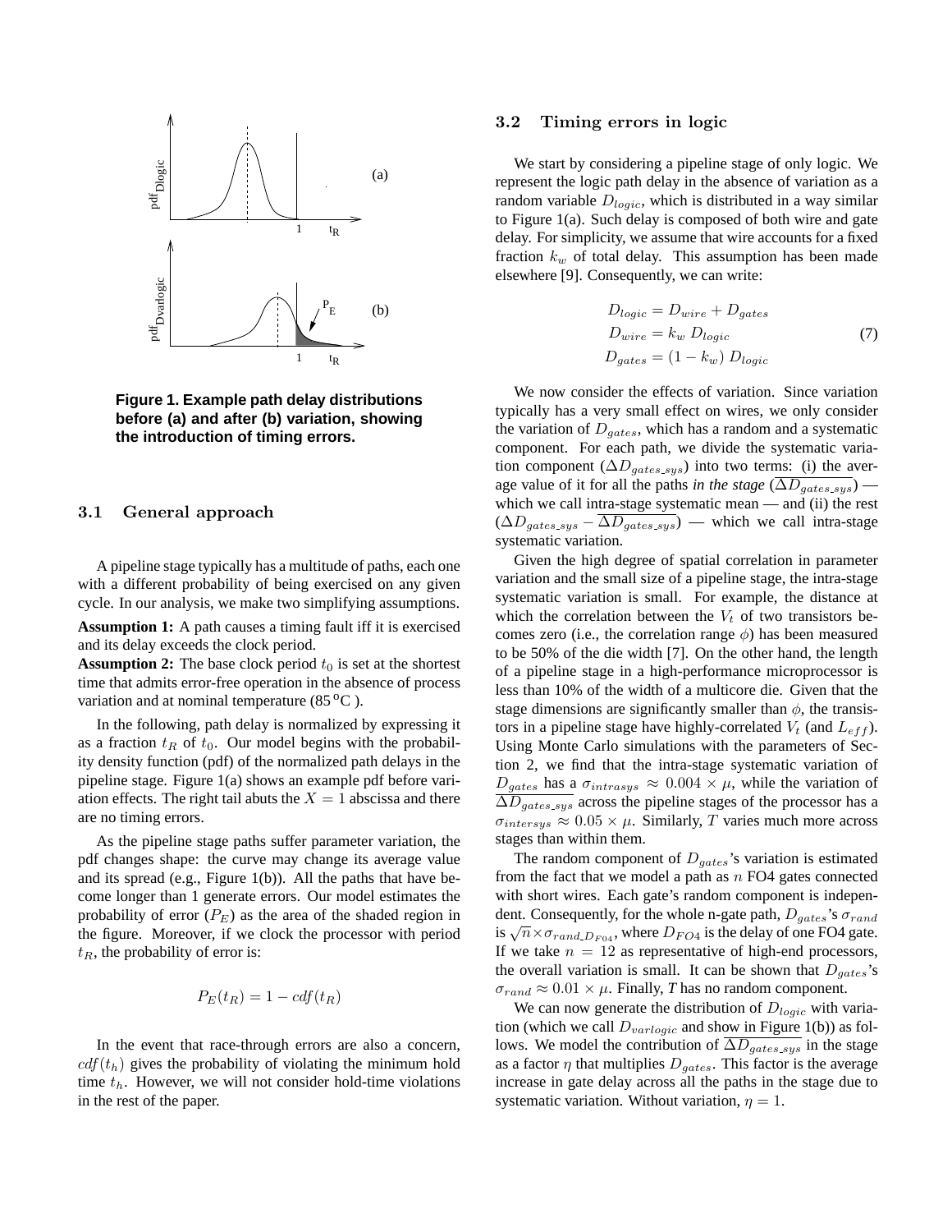Figure 1. Example path delay distributions before (a) and after (b) variation, showing the introduction of timing errors.

### 3.1 General approach

A pipeline stage typically has a multitude of paths, each one with a different probability of being exercised on any given cycle. In our analysis, we make two simplifying assumptions.

**Assumption 1:** A path causes a timing fault iff it is exercised and its delay exceeds the clock period.

**Assumption 2:** The base clock period $t_0$ is set at the shortest time that admits error-free operation in the absence of process variation and at nominal temperature (85 $^o$C ).

In the following, path delay is normalized by expressing it as a fraction $t_R$ of $t_0$. Our model begins with the probability density function (pdf) of the normalized path delays in the pipeline stage. Figure 1(a) shows an example pdf before variation effects. The right tail abuts the $X = 1$ abscissa and there are no timing errors.

As the pipeline stage paths suffer parameter variation, the pdf changes shape: the curve may change its average value and its spread (e.g., Figure 1(b)). All the paths that have become longer than 1 generate errors. Our model estimates the probability of error ($P_E$) as the area of the shaded region in the figure. Moreover, if we clock the processor with period $t_R$, the probability of error is:

$$P_E(t_R) = 1 - cdf(t_R)$$

In the event that race-through errors are also a concern, $cdf(t_h)$ gives the probability of violating the minimum hold time $t_h$. However, we will not consider hold-time violations in the rest of the paper.

### 3.2 Timing errors in logic

We start by considering a pipeline stage of only logic. We represent the logic path delay in the absence of variation as a random variable $D_{logic}$, which is distributed in a way similar to Figure 1(a). Such delay is composed of both wire and gate delay. For simplicity, we assume that wire accounts for a fixed fraction $k_w$ of total delay. This assumption has been made elsewhere [9]. Consequently, we can write:

$$\begin{aligned} D_{logic} &= D_{wire} + D_{gates} \\ D_{wire} &= k_w \, D_{logic} \\ D_{gates} &= (1 - k_w) \, D_{logic} \end{aligned} \tag{7}$$

We now consider the effects of variation. Since variation typically has a very small effect on wires, we only consider the variation of $D_{gates}$, which has a random and a systematic component. For each path, we divide the systematic variation component ($\Delta D_{gates\_sys}$) into two terms: (i) the average value of it for all the paths *in the stage* ($\overline{\Delta D_{gates\_sys}}$) — which we call intra-stage systematic mean — and (ii) the rest ($\Delta D_{gates\_sys} - \overline{\Delta D_{gates\_sys}}$) — which we call intra-stage systematic variation.

Given the high degree of spatial correlation in parameter variation and the small size of a pipeline stage, the intra-stage systematic variation is small. For example, the distance at which the correlation between the $V_t$ of two transistors becomes zero (i.e., the correlation range $\phi$) has been measured to be 50% of the die width [7]. On the other hand, the length of a pipeline stage in a high-performance microprocessor is less than 10% of the width of a multicore die. Given that the stage dimensions are significantly smaller than $\phi$, the transistors in a pipeline stage have highly-correlated $V_t$ (and $L_{eff}$). Using Monte Carlo simulations with the parameters of Section 2, we find that the intra-stage systematic variation of $D_{gates}$ has a $\sigma_{intrasys} \approx 0.004 \times \mu$, while the variation of $\overline{\Delta D_{gates\_sys}}$ across the pipeline stages of the processor has a $\sigma_{intersys} \approx 0.05 \times \mu$. Similarly, $T$ varies much more across stages than within them.

The random component of $D_{gates}$'s variation is estimated from the fact that we model a path as $n$ FO4 gates connected with short wires. Each gate's random component is independent. Consequently, for the whole n-gate path, $D_{gates}$'s $\sigma_{rand}$ is $\sqrt{n} \times \sigma_{rand\_D_{FO4}}$, where $D_{FO4}$ is the delay of one FO4 gate. If we take $n = 12$ as representative of high-end processors, the overall variation is small. It can be shown that $D_{gates}$'s $\sigma_{rand} \approx 0.01 \times \mu$. Finally, $T$ has no random component.

We can now generate the distribution of $D_{logic}$ with variation (which we call $D_{varlogic}$ and show in Figure 1(b)) as follows. We model the contribution of $\overline{\Delta D_{gates\_sys}}$ in the stage as a factor $\eta$ that multiplies $D_{gates}$. This factor is the average increase in gate delay across all the paths in the stage due to systematic variation. Without variation, $\eta = 1$.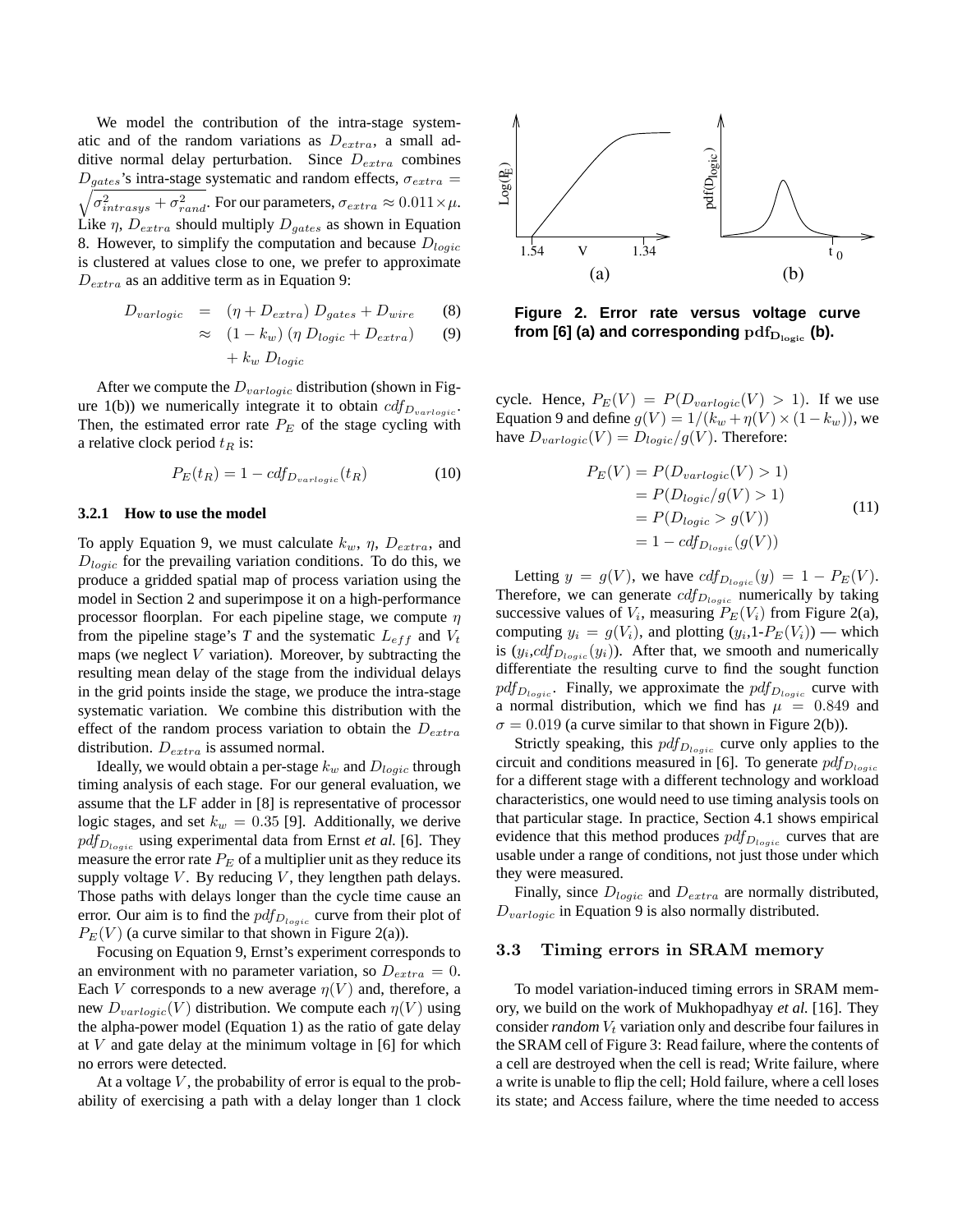We model the contribution of the intra-stage systematic and of the random variations as $D_{extra}$, a small additive normal delay perturbation. Since $D_{extra}$ combines $D_{gates}$'s intra-stage systematic and random effects, $\sigma_{extra} = \sqrt{\sigma_{intrasys}^2 + \sigma_{rand}^2}$. For our parameters, $\sigma_{extra} \approx 0.011 \times \mu$. Like $\eta$, $D_{extra}$ should multiply $D_{gates}$ as shown in Equation 8. However, to simplify the computation and because $D_{logic}$ is clustered at values close to one, we prefer to approximate $D_{extra}$ as an additive term as in Equation 9:

$$
\begin{aligned}
D_{varlogic} &= (\eta + D_{extra})\, D_{gates} + D_{wire} &\quad (8)\\
&\approx (1 - k_w)\,(\eta\, D_{logic} + D_{extra}) &\quad (9)\\
&\quad + k_w\, D_{logic}
\end{aligned}
$$

After we compute the $D_{varlogic}$ distribution (shown in Figure 1(b)) we numerically integrate it to obtain $cdf_{D_{varlogic}}$. Then, the estimated error rate $P_E$ of the stage cycling with a relative clock period $t_R$ is:

$$P_E(t_R) = 1 - cdf_{D_{varlogic}}(t_R) \qquad (10)$$

#### 3.2.1 How to use the model

To apply Equation 9, we must calculate $k_w$, $\eta$, $D_{extra}$, and $D_{logic}$ for the prevailing variation conditions. To do this, we produce a gridded spatial map of process variation using the model in Section 2 and superimpose it on a high-performance processor floorplan. For each pipeline stage, we compute $\eta$ from the pipeline stage's $T$ and the systematic $L_{eff}$ and $V_t$ maps (we neglect $V$ variation). Moreover, by subtracting the resulting mean delay of the stage from the individual delays in the grid points inside the stage, we produce the intra-stage systematic variation. We combine this distribution with the effect of the random process variation to obtain the $D_{extra}$ distribution. $D_{extra}$ is assumed normal.

Ideally, we would obtain a per-stage $k_w$ and $D_{logic}$ through timing analysis of each stage. For our general evaluation, we assume that the LF adder in [8] is representative of processor logic stages, and set $k_w = 0.35$ [9]. Additionally, we derive $pdf_{D_{logic}}$ using experimental data from Ernst *et al.* [6]. They measure the error rate $P_E$ of a multiplier unit as they reduce its supply voltage $V$. By reducing $V$, they lengthen path delays. Those paths with delays longer than the cycle time cause an error. Our aim is to find the $pdf_{D_{logic}}$ curve from their plot of $P_E(V)$ (a curve similar to that shown in Figure 2(a)).

Focusing on Equation 9, Ernst's experiment corresponds to an environment with no parameter variation, so $D_{extra} = 0$. Each $V$ corresponds to a new average $\eta(V)$ and, therefore, a new $D_{varlogic}(V)$ distribution. We compute each $\eta(V)$ using the alpha-power model (Equation 1) as the ratio of gate delay at $V$ and gate delay at the minimum voltage in [6] for which no errors were detected.

At a voltage $V$, the probability of error is equal to the probability of exercising a path with a delay longer than 1 clock cycle. Hence, $P_E(V) = P(D_{varlogic}(V) > 1)$. If we use Equation 9 and define $g(V) = 1/(k_w + \eta(V) \times (1 - k_w))$, we have $D_{varlogic}(V) = D_{logic}/g(V)$. Therefore:

$$
\begin{aligned}
P_E(V) &= P(D_{varlogic}(V) > 1)\\
&= P(D_{logic}/g(V) > 1)\\
&= P(D_{logic} > g(V))\\
&= 1 - cdf_{D_{logic}}(g(V))
\end{aligned} \qquad (11)
$$

Figure 2. Error rate versus voltage curve from [6] (a) and corresponding $\mathrm{pdf}_{\mathrm{D_{logic}}}$ (b).

Letting $y = g(V)$, we have $cdf_{D_{logic}}(y) = 1 - P_E(V)$. Therefore, we can generate $cdf_{D_{logic}}$ numerically by taking successive values of $V_i$, measuring $P_E(V_i)$ from Figure 2(a), computing $y_i = g(V_i)$, and plotting ($y_i$,1-$P_E(V_i)$) — which is ($y_i$,$cdf_{D_{logic}}(y_i)$). After that, we smooth and numerically differentiate the resulting curve to find the sought function $pdf_{D_{logic}}$. Finally, we approximate the $pdf_{D_{logic}}$ curve with a normal distribution, which we find has $\mu = 0.849$ and $\sigma = 0.019$ (a curve similar to that shown in Figure 2(b)).

Strictly speaking, this $pdf_{D_{logic}}$ curve only applies to the circuit and conditions measured in [6]. To generate $pdf_{D_{logic}}$ for a different stage with a different technology and workload characteristics, one would need to use timing analysis tools on that particular stage. In practice, Section 4.1 shows empirical evidence that this method produces $pdf_{D_{logic}}$ curves that are usable under a range of conditions, not just those under which they were measured.

Finally, since $D_{logic}$ and $D_{extra}$ are normally distributed, $D_{varlogic}$ in Equation 9 is also normally distributed.

### 3.3 Timing errors in SRAM memory

To model variation-induced timing errors in SRAM memory, we build on the work of Mukhopadhyay *et al.* [16]. They consider *random* $V_t$ variation only and describe four failures in the SRAM cell of Figure 3: Read failure, where the contents of a cell are destroyed when the cell is read; Write failure, where a write is unable to flip the cell; Hold failure, where a cell loses its state; and Access failure, where the time needed to access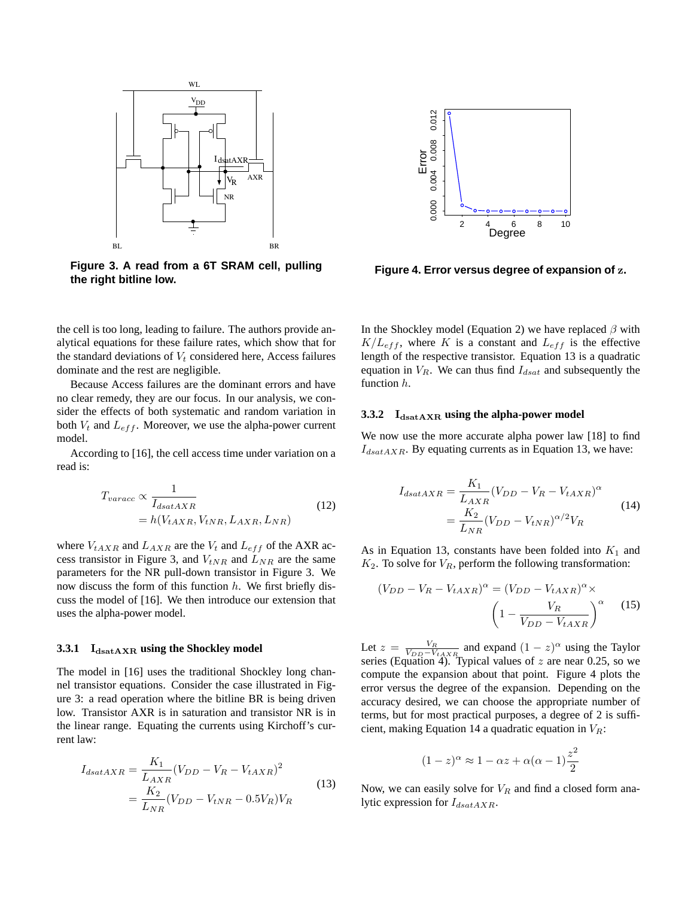Figure 3. A read from a 6T SRAM cell, pulling the right bitline low.

Figure 4. Error versus degree of expansion of z.

the cell is too long, leading to failure. The authors provide analytical equations for these failure rates, which show that for the standard deviations of $V_t$ considered here, Access failures dominate and the rest are negligible.

Because Access failures are the dominant errors and have no clear remedy, they are our focus. In our analysis, we consider the effects of both systematic and random variation in both $V_t$ and $L_{eff}$. Moreover, we use the alpha-power current model.

According to [16], the cell access time under variation on a read is:

$$\begin{aligned} T_{varacc} &\propto \frac{1}{I_{dsatAXR}} \\ &= h(V_{tAXR}, V_{tNR}, L_{AXR}, L_{NR}) \end{aligned} \quad (12)$$

where $V_{tAXR}$ and $L_{AXR}$ are the $V_t$ and $L_{eff}$ of the AXR access transistor in Figure 3, and $V_{tNR}$ and $L_{NR}$ are the same parameters for the NR pull-down transistor in Figure 3. We now discuss the form of this function $h$. We first briefly discuss the model of [16]. We then introduce our extension that uses the alpha-power model.

### 3.3.1 $I_{dsatAXR}$ using the Shockley model

The model in [16] uses the traditional Shockley long channel transistor equations. Consider the case illustrated in Figure 3: a read operation where the bitline BR is being driven low. Transistor AXR is in saturation and transistor NR is in the linear range. Equating the currents using Kirchoff's current law:

$$\begin{aligned} I_{dsatAXR} &= \frac{K_1}{L_{AXR}}(V_{DD} - V_R - V_{tAXR})^2 \\ &= \frac{K_2}{L_{NR}}(V_{DD} - V_{tNR} - 0.5V_R)V_R \end{aligned} \quad (13)$$

In the Shockley model (Equation 2) we have replaced $\beta$ with $K/L_{eff}$, where $K$ is a constant and $L_{eff}$ is the effective length of the respective transistor. Equation 13 is a quadratic equation in $V_R$. We can thus find $I_{dsat}$ and subsequently the function $h$.

### 3.3.2 $I_{dsatAXR}$ using the alpha-power model

We now use the more accurate alpha power law [18] to find $I_{dsatAXR}$. By equating currents as in Equation 13, we have:

$$\begin{aligned} I_{dsatAXR} &= \frac{K_1}{L_{AXR}}(V_{DD} - V_R - V_{tAXR})^{\alpha} \\ &= \frac{K_2}{L_{NR}}(V_{DD} - V_{tNR})^{\alpha/2} V_R \end{aligned} \quad (14)$$

As in Equation 13, constants have been folded into $K_1$ and $K_2$. To solve for $V_R$, perform the following transformation:

$$(V_{DD} - V_R - V_{tAXR})^{\alpha} = (V_{DD} - V_{tAXR})^{\alpha} \times \left(1 - \frac{V_R}{V_{DD} - V_{tAXR}}\right)^{\alpha} \quad (15)$$

Let $z = \frac{V_R}{V_{DD} - V_{tAXR}}$ and expand $(1-z)^{\alpha}$ using the Taylor series (Equation 4). Typical values of $z$ are near 0.25, so we compute the expansion about that point. Figure 4 plots the error versus the degree of the expansion. Depending on the accuracy desired, we can choose the appropriate number of terms, but for most practical purposes, a degree of 2 is sufficient, making Equation 14 a quadratic equation in $V_R$:

$$(1-z)^{\alpha} \approx 1 - \alpha z + \alpha(\alpha - 1)\frac{z^2}{2}$$

Now, we can easily solve for $V_R$ and find a closed form analytic expression for $I_{dsatAXR}$.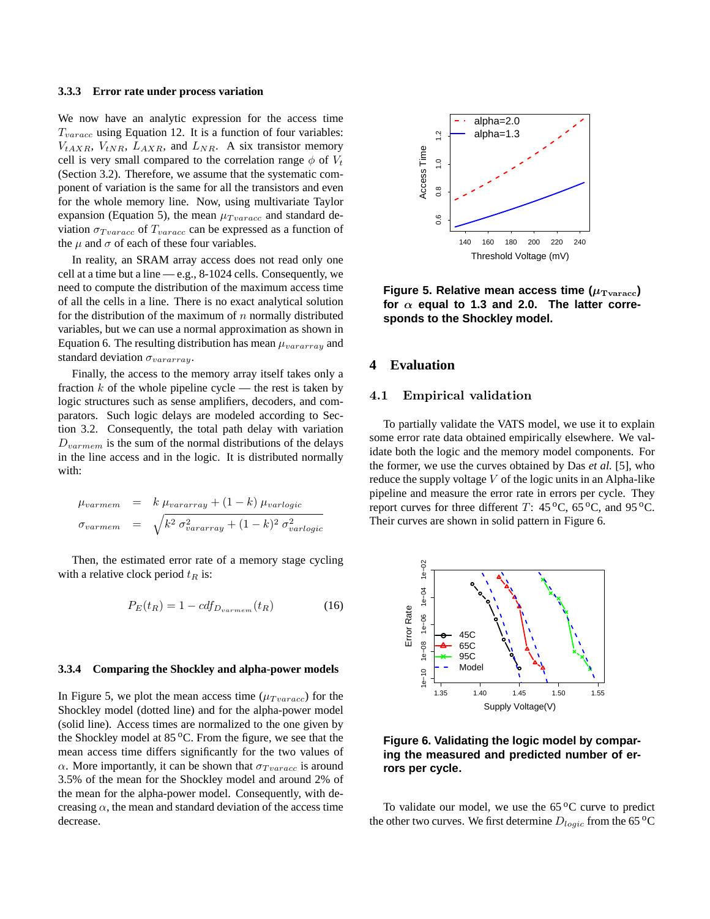### 3.3.3 Error rate under process variation

We now have an analytic expression for the access time $T_{varacc}$ using Equation 12. It is a function of four variables: $V_{tAXR}$, $V_{tNR}$, $L_{AXR}$, and $L_{NR}$. A six transistor memory cell is very small compared to the correlation range $\phi$ of $V_t$ (Section 3.2). Therefore, we assume that the systematic component of variation is the same for all the transistors and even for the whole memory line. Now, using multivariate Taylor expansion (Equation 5), the mean $\mu_{Tvaracc}$ and standard deviation $\sigma_{Tvaracc}$ of $T_{varacc}$ can be expressed as a function of the $\mu$ and $\sigma$ of each of these four variables.

In reality, an SRAM array access does not read only one cell at a time but a line — e.g., 8-1024 cells. Consequently, we need to compute the distribution of the maximum access time of all the cells in a line. There is no exact analytical solution for the distribution of the maximum of $n$ normally distributed variables, but we can use a normal approximation as shown in Equation 6. The resulting distribution has mean $\mu_{vararray}$ and standard deviation $\sigma_{vararray}$.

Finally, the access to the memory array itself takes only a fraction $k$ of the whole pipeline cycle — the rest is taken by logic structures such as sense amplifiers, decoders, and comparators. Such logic delays are modeled according to Section 3.2. Consequently, the total path delay with variation $D_{varmem}$ is the sum of the normal distributions of the delays in the line access and in the logic. It is distributed normally with:

$$\mu_{varmem} = k\,\mu_{vararray} + (1-k)\,\mu_{varlogic}$$
$$\sigma_{varmem} = \sqrt{k^2\,\sigma^2_{vararray} + (1-k)^2\,\sigma^2_{varlogic}}$$

Then, the estimated error rate of a memory stage cycling with a relative clock period $t_R$ is:

$$P_E(t_R) = 1 - cdf_{D_{varmem}}(t_R) \tag{16}$$

### 3.3.4 Comparing the Shockley and alpha-power models

In Figure 5, we plot the mean access time ($\mu_{Tvaracc}$) for the Shockley model (dotted line) and for the alpha-power model (solid line). Access times are normalized to the one given by the Shockley model at 85 °C. From the figure, we see that the mean access time differs significantly for the two values of $\alpha$. More importantly, it can be shown that $\sigma_{Tvaracc}$ is around 3.5% of the mean for the Shockley model and around 2% of the mean for the alpha-power model. Consequently, with decreasing $\alpha$, the mean and standard deviation of the access time decrease.

**Figure 5. Relative mean access time ($\mu_{Tvaracc}$) for $\alpha$ equal to 1.3 and 2.0. The latter corresponds to the Shockley model.**

## 4 Evaluation

### 4.1 Empirical validation

To partially validate the VATS model, we use it to explain some error rate data obtained empirically elsewhere. We validate both the logic and the memory model components. For the former, we use the curves obtained by Das *et al.* [5], who reduce the supply voltage $V$ of the logic units in an Alpha-like pipeline and measure the error rate in errors per cycle. They report curves for three different $T$: 45 °C, 65 °C, and 95 °C. Their curves are shown in solid pattern in Figure 6.

**Figure 6. Validating the logic model by comparing the measured and predicted number of errors per cycle.**

To validate our model, we use the 65 °C curve to predict the other two curves. We first determine $D_{logic}$ from the 65 °C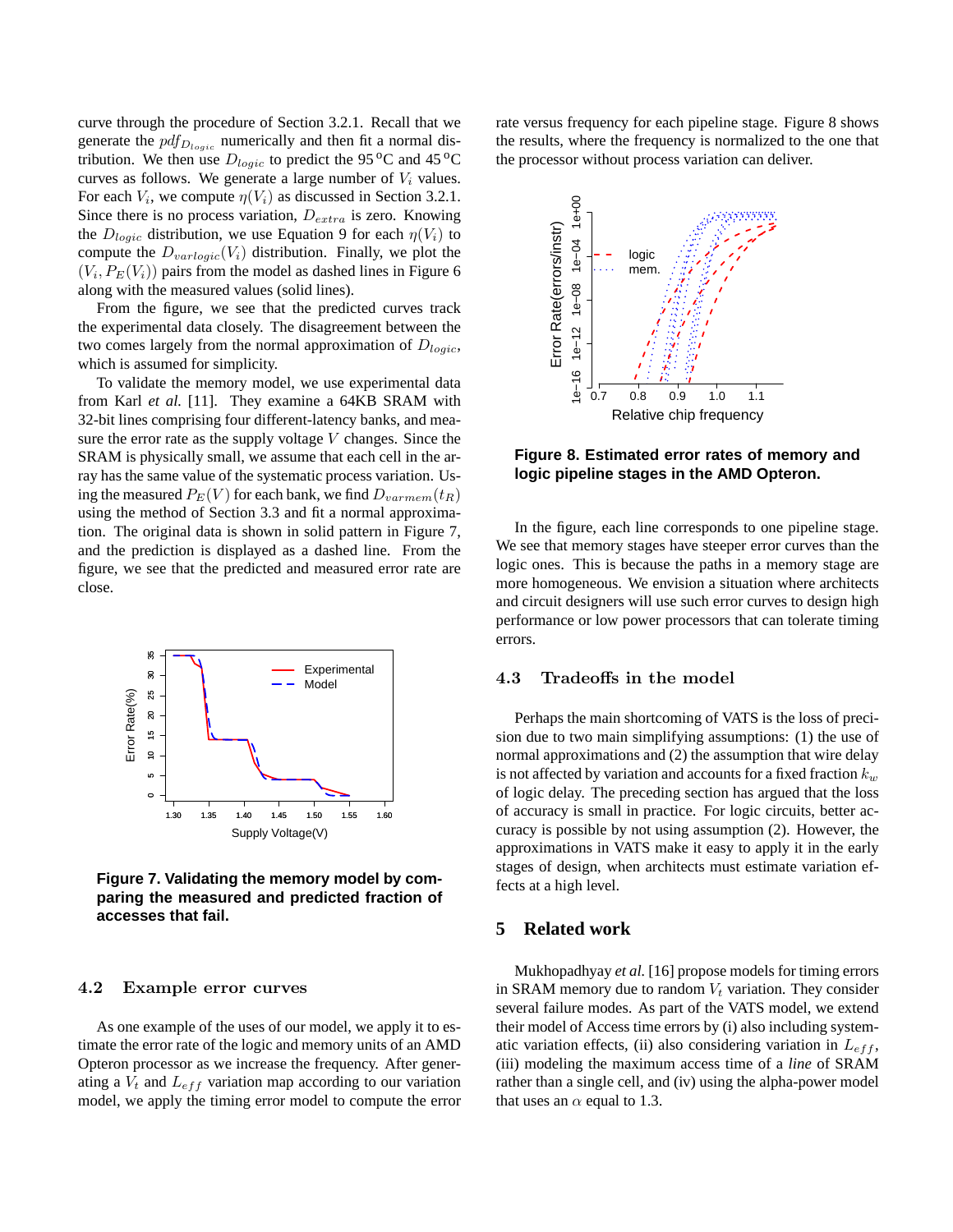curve through the procedure of Section 3.2.1. Recall that we generate the $pdf_{D_{logic}}$ numerically and then fit a normal distribution. We then use $D_{logic}$ to predict the 95 °C and 45 °C curves as follows. We generate a large number of $V_i$ values. For each $V_i$, we compute $\eta(V_i)$ as discussed in Section 3.2.1. Since there is no process variation, $D_{extra}$ is zero. Knowing the $D_{logic}$ distribution, we use Equation 9 for each $\eta(V_i)$ to compute the $D_{varlogic}(V_i)$ distribution. Finally, we plot the $(V_i, P_E(V_i))$ pairs from the model as dashed lines in Figure 6 along with the measured values (solid lines).

From the figure, we see that the predicted curves track the experimental data closely. The disagreement between the two comes largely from the normal approximation of $D_{logic}$, which is assumed for simplicity.

To validate the memory model, we use experimental data from Karl *et al.* [11]. They examine a 64KB SRAM with 32-bit lines comprising four different-latency banks, and measure the error rate as the supply voltage $V$ changes. Since the SRAM is physically small, we assume that each cell in the array has the same value of the systematic process variation. Using the measured $P_E(V)$ for each bank, we find $D_{varmem}(t_R)$ using the method of Section 3.3 and fit a normal approximation. The original data is shown in solid pattern in Figure 7, and the prediction is displayed as a dashed line. From the figure, we see that the predicted and measured error rate are close.

**Figure 7. Validating the memory model by comparing the measured and predicted fraction of accesses that fail.**

### 4.2 Example error curves

As one example of the uses of our model, we apply it to estimate the error rate of the logic and memory units of an AMD Opteron processor as we increase the frequency. After generating a $V_t$ and $L_{eff}$ variation map according to our variation model, we apply the timing error model to compute the error rate versus frequency for each pipeline stage. Figure 8 shows the results, where the frequency is normalized to the one that the processor without process variation can deliver.

**Figure 8. Estimated error rates of memory and logic pipeline stages in the AMD Opteron.**

In the figure, each line corresponds to one pipeline stage. We see that memory stages have steeper error curves than the logic ones. This is because the paths in a memory stage are more homogeneous. We envision a situation where architects and circuit designers will use such error curves to design high performance or low power processors that can tolerate timing errors.

### 4.3 Tradeoffs in the model

Perhaps the main shortcoming of VATS is the loss of precision due to two main simplifying assumptions: (1) the use of normal approximations and (2) the assumption that wire delay is not affected by variation and accounts for a fixed fraction $k_w$ of logic delay. The preceding section has argued that the loss of accuracy is small in practice. For logic circuits, better accuracy is possible by not using assumption (2). However, the approximations in VATS make it easy to apply it in the early stages of design, when architects must estimate variation effects at a high level.

## 5 Related work

Mukhopadhyay *et al.* [16] propose models for timing errors in SRAM memory due to random $V_t$ variation. They consider several failure modes. As part of the VATS model, we extend their model of Access time errors by (i) also including systematic variation effects, (ii) also considering variation in $L_{eff}$, (iii) modeling the maximum access time of a *line* of SRAM rather than a single cell, and (iv) using the alpha-power model that uses an $\alpha$ equal to 1.3.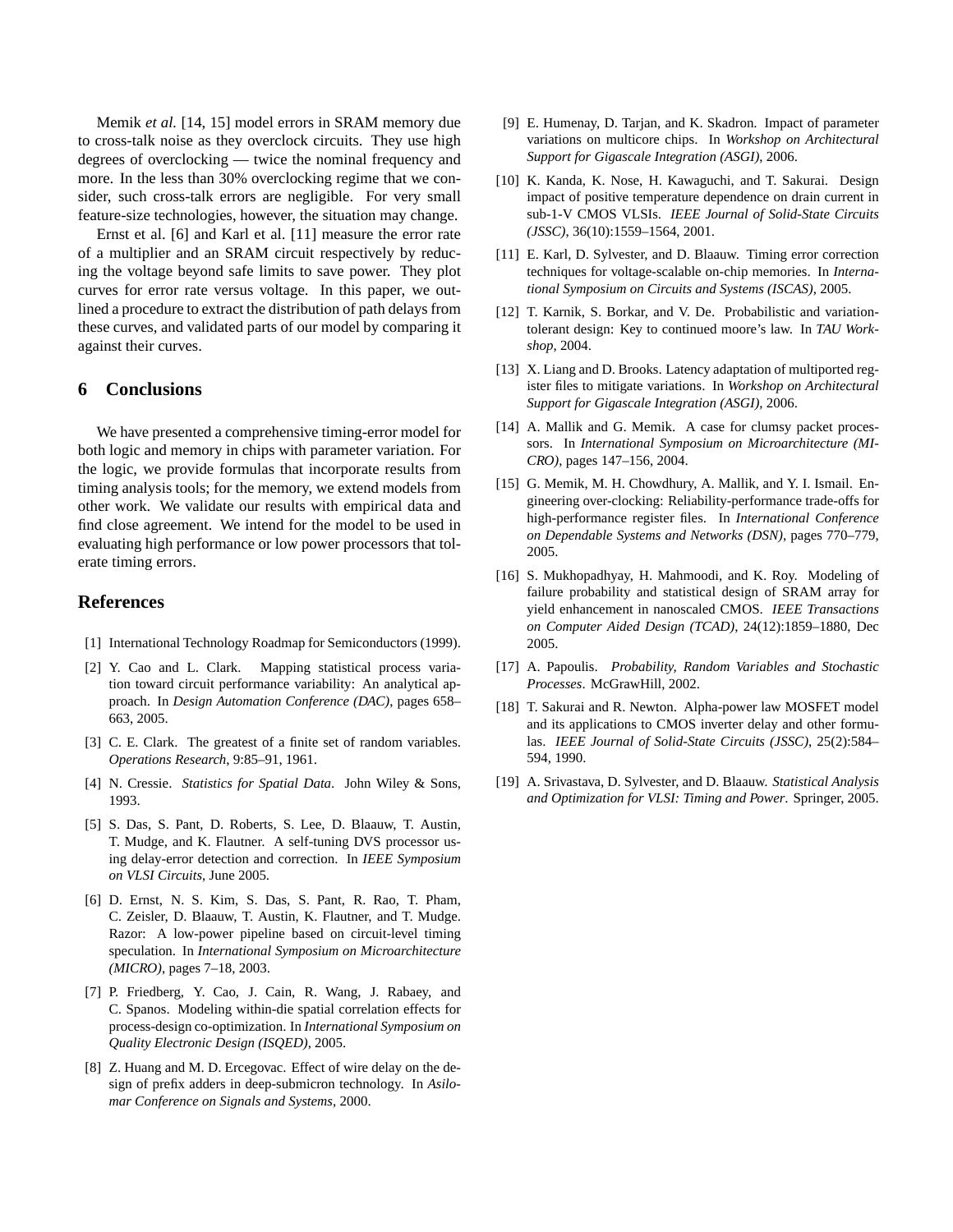Memik *et al.* [14, 15] model errors in SRAM memory due to cross-talk noise as they overclock circuits. They use high degrees of overclocking — twice the nominal frequency and more. In the less than 30% overclocking regime that we consider, such cross-talk errors are negligible. For very small feature-size technologies, however, the situation may change.

Ernst et al. [6] and Karl et al. [11] measure the error rate of a multiplier and an SRAM circuit respectively by reducing the voltage beyond safe limits to save power. They plot curves for error rate versus voltage. In this paper, we outlined a procedure to extract the distribution of path delays from these curves, and validated parts of our model by comparing it against their curves.

## 6 Conclusions

We have presented a comprehensive timing-error model for both logic and memory in chips with parameter variation. For the logic, we provide formulas that incorporate results from timing analysis tools; for the memory, we extend models from other work. We validate our results with empirical data and find close agreement. We intend for the model to be used in evaluating high performance or low power processors that tolerate timing errors.

## References

[1] International Technology Roadmap for Semiconductors (1999).

[2] Y. Cao and L. Clark. Mapping statistical process variation toward circuit performance variability: An analytical approach. In *Design Automation Conference (DAC)*, pages 658–663, 2005.

[3] C. E. Clark. The greatest of a finite set of random variables. *Operations Research*, 9:85–91, 1961.

[4] N. Cressie. *Statistics for Spatial Data*. John Wiley & Sons, 1993.

[5] S. Das, S. Pant, D. Roberts, S. Lee, D. Blaauw, T. Austin, T. Mudge, and K. Flautner. A self-tuning DVS processor using delay-error detection and correction. In *IEEE Symposium on VLSI Circuits*, June 2005.

[6] D. Ernst, N. S. Kim, S. Das, S. Pant, R. Rao, T. Pham, C. Zeisler, D. Blaauw, T. Austin, K. Flautner, and T. Mudge. Razor: A low-power pipeline based on circuit-level timing speculation. In *International Symposium on Microarchitecture (MICRO)*, pages 7–18, 2003.

[7] P. Friedberg, Y. Cao, J. Cain, R. Wang, J. Rabaey, and C. Spanos. Modeling within-die spatial correlation effects for process-design co-optimization. In *International Symposium on Quality Electronic Design (ISQED)*, 2005.

[8] Z. Huang and M. D. Ercegovac. Effect of wire delay on the design of prefix adders in deep-submicron technology. In *Asilomar Conference on Signals and Systems*, 2000.

[9] E. Humenay, D. Tarjan, and K. Skadron. Impact of parameter variations on multicore chips. In *Workshop on Architectural Support for Gigascale Integration (ASGI)*, 2006.

[10] K. Kanda, K. Nose, H. Kawaguchi, and T. Sakurai. Design impact of positive temperature dependence on drain current in sub-1-V CMOS VLSIs. *IEEE Journal of Solid-State Circuits (JSSC)*, 36(10):1559–1564, 2001.

[11] E. Karl, D. Sylvester, and D. Blaauw. Timing error correction techniques for voltage-scalable on-chip memories. In *International Symposium on Circuits and Systems (ISCAS)*, 2005.

[12] T. Karnik, S. Borkar, and V. De. Probabilistic and variation-tolerant design: Key to continued moore's law. In *TAU Workshop*, 2004.

[13] X. Liang and D. Brooks. Latency adaptation of multiported register files to mitigate variations. In *Workshop on Architectural Support for Gigascale Integration (ASGI)*, 2006.

[14] A. Mallik and G. Memik. A case for clumsy packet processors. In *International Symposium on Microarchitecture (MICRO)*, pages 147–156, 2004.

[15] G. Memik, M. H. Chowdhury, A. Mallik, and Y. I. Ismail. Engineering over-clocking: Reliability-performance trade-offs for high-performance register files. In *International Conference on Dependable Systems and Networks (DSN)*, pages 770–779, 2005.

[16] S. Mukhopadhyay, H. Mahmoodi, and K. Roy. Modeling of failure probability and statistical design of SRAM array for yield enhancement in nanoscaled CMOS. *IEEE Transactions on Computer Aided Design (TCAD)*, 24(12):1859–1880, Dec 2005.

[17] A. Papoulis. *Probability, Random Variables and Stochastic Processes*. McGrawHill, 2002.

[18] T. Sakurai and R. Newton. Alpha-power law MOSFET model and its applications to CMOS inverter delay and other formulas. *IEEE Journal of Solid-State Circuits (JSSC)*, 25(2):584–594, 1990.

[19] A. Srivastava, D. Sylvester, and D. Blaauw. *Statistical Analysis and Optimization for VLSI: Timing and Power*. Springer, 2005.